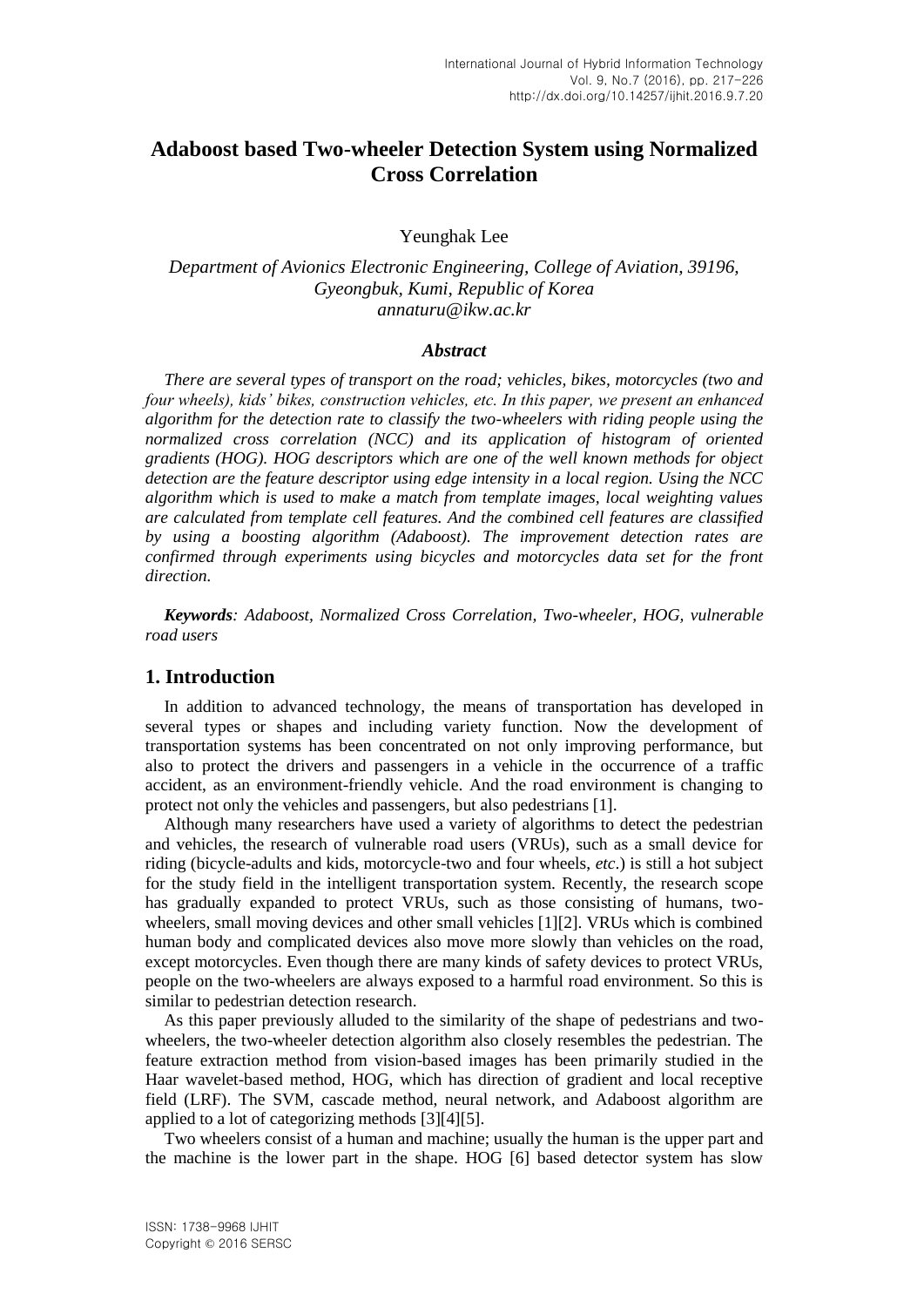# Adaboost based Two-wheeler Detection System using Normalized Cross Correlation

Yeunghak Lee

*Department of Avionics Electronic Engineering, College of Aviation, 39196, Gyeongbuk, Kumi, Republic of Korea*
*annaturu@ikw.ac.kr*

### *Abstract*

*There are several types of transport on the road; vehicles, bikes, motorcycles (two and four wheels), kids' bikes, construction vehicles, etc. In this paper, we present an enhanced algorithm for the detection rate to classify the two-wheelers with riding people using the normalized cross correlation (NCC) and its application of histogram of oriented gradients (HOG). HOG descriptors which are one of the well known methods for object detection are the feature descriptor using edge intensity in a local region. Using the NCC algorithm which is used to make a match from template images, local weighting values are calculated from template cell features. And the combined cell features are classified by using a boosting algorithm (Adaboost). The improvement detection rates are confirmed through experiments using bicycles and motorcycles data set for the front direction.*

***Keywords****: Adaboost, Normalized Cross Correlation, Two-wheeler, HOG, vulnerable road users*

## 1. Introduction

In addition to advanced technology, the means of transportation has developed in several types or shapes and including variety function. Now the development of transportation systems has been concentrated on not only improving performance, but also to protect the drivers and passengers in a vehicle in the occurrence of a traffic accident, as an environment-friendly vehicle. And the road environment is changing to protect not only the vehicles and passengers, but also pedestrians [1].

Although many researchers have used a variety of algorithms to detect the pedestrian and vehicles, the research of vulnerable road users (VRUs), such as a small device for riding (bicycle-adults and kids, motorcycle-two and four wheels, *etc*.) is still a hot subject for the study field in the intelligent transportation system. Recently, the research scope has gradually expanded to protect VRUs, such as those consisting of humans, two-wheelers, small moving devices and other small vehicles [1][2]. VRUs which is combined human body and complicated devices also move more slowly than vehicles on the road, except motorcycles. Even though there are many kinds of safety devices to protect VRUs, people on the two-wheelers are always exposed to a harmful road environment. So this is similar to pedestrian detection research.

As this paper previously alluded to the similarity of the shape of pedestrians and two-wheelers, the two-wheeler detection algorithm also closely resembles the pedestrian. The feature extraction method from vision-based images has been primarily studied in the Haar wavelet-based method, HOG, which has direction of gradient and local receptive field (LRF). The SVM, cascade method, neural network, and Adaboost algorithm are applied to a lot of categorizing methods [3][4][5].

Two wheelers consist of a human and machine; usually the human is the upper part and the machine is the lower part in the shape. HOG [6] based detector system has slow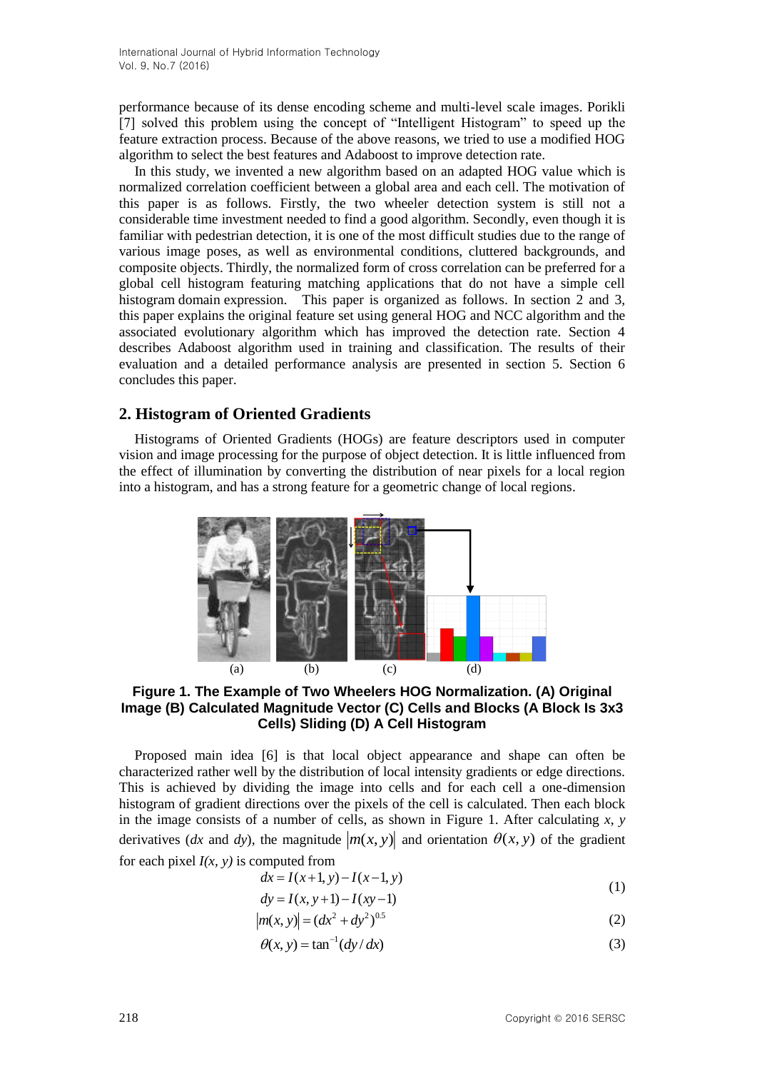performance because of its dense encoding scheme and multi-level scale images. Porikli [7] solved this problem using the concept of "Intelligent Histogram" to speed up the feature extraction process. Because of the above reasons, we tried to use a modified HOG algorithm to select the best features and Adaboost to improve detection rate.

In this study, we invented a new algorithm based on an adapted HOG value which is normalized correlation coefficient between a global area and each cell. The motivation of this paper is as follows. Firstly, the two wheeler detection system is still not a considerable time investment needed to find a good algorithm. Secondly, even though it is familiar with pedestrian detection, it is one of the most difficult studies due to the range of various image poses, as well as environmental conditions, cluttered backgrounds, and composite objects. Thirdly, the normalized form of cross correlation can be preferred for a global cell histogram featuring matching applications that do not have a simple cell histogram domain expression. This paper is organized as follows. In section 2 and 3, this paper explains the original feature set using general HOG and NCC algorithm and the associated evolutionary algorithm which has improved the detection rate. Section 4 describes Adaboost algorithm used in training and classification. The results of their evaluation and a detailed performance analysis are presented in section 5. Section 6 concludes this paper.

## 2. Histogram of Oriented Gradients

Histograms of Oriented Gradients (HOGs) are feature descriptors used in computer vision and image processing for the purpose of object detection. It is little influenced from the effect of illumination by converting the distribution of near pixels for a local region into a histogram, and has a strong feature for a geometric change of local regions.

(a) (b) (c) (d)

**Figure 1. The Example of Two Wheelers HOG Normalization. (A) Original Image (B) Calculated Magnitude Vector (C) Cells and Blocks (A Block Is 3x3 Cells) Sliding (D) A Cell Histogram**

Proposed main idea [6] is that local object appearance and shape can often be characterized rather well by the distribution of local intensity gradients or edge directions. This is achieved by dividing the image into cells and for each cell a one-dimension histogram of gradient directions over the pixels of the cell is calculated. Then each block in the image consists of a number of cells, as shown in Figure 1. After calculating $x$, $y$ derivatives ($dx$ and $dy$), the magnitude $|m(x,y)|$ and orientation $\theta(x,y)$ of the gradient for each pixel $I(x, y)$ is computed from

$$dx = I(x+1, y) - I(x-1, y)$$
$$dy = I(x, y+1) - I(xy-1) \tag{1}$$

$$|m(x,y)| = (dx^2 + dy^2)^{0.5} \tag{2}$$

$$\theta(x,y) = \tan^{-1}(dy/dx) \tag{3}$$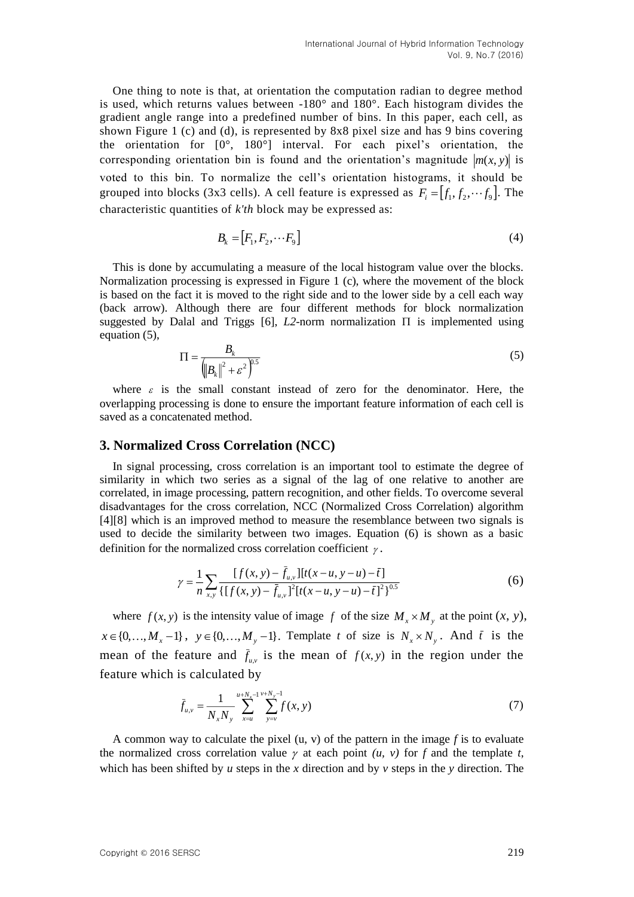One thing to note is that, at orientation the computation radian to degree method is used, which returns values between -180° and 180°. Each histogram divides the gradient angle range into a predefined number of bins. In this paper, each cell, as shown Figure 1 (c) and (d), is represented by 8x8 pixel size and has 9 bins covering the orientation for [0°, 180°] interval. For each pixel's orientation, the corresponding orientation bin is found and the orientation's magnitude $|m(x,y)|$ is voted to this bin. To normalize the cell's orientation histograms, it should be grouped into blocks (3x3 cells). A cell feature is expressed as $F_i = [f_1, f_2, \cdots f_9]$. The characteristic quantities of *k'th* block may be expressed as:

$$B_k = [F_1, F_2, \cdots F_9] \tag{4}$$

This is done by accumulating a measure of the local histogram value over the blocks. Normalization processing is expressed in Figure 1 (c), where the movement of the block is based on the fact it is moved to the right side and to the lower side by a cell each way (back arrow). Although there are four different methods for block normalization suggested by Dalal and Triggs [6], *L2*-norm normalization $\Pi$ is implemented using equation (5),

$$\Pi = \frac{B_k}{\left(\|B_k\|^2 + \varepsilon^2\right)^{0.5}} \tag{5}$$

where $\varepsilon$ is the small constant instead of zero for the denominator. Here, the overlapping processing is done to ensure the important feature information of each cell is saved as a concatenated method.

## 3. Normalized Cross Correlation (NCC)

In signal processing, cross correlation is an important tool to estimate the degree of similarity in which two series as a signal of the lag of one relative to another are correlated, in image processing, pattern recognition, and other fields. To overcome several disadvantages for the cross correlation, NCC (Normalized Cross Correlation) algorithm [4][8] which is an improved method to measure the resemblance between two signals is used to decide the similarity between two images. Equation (6) is shown as a basic definition for the normalized cross correlation coefficient $\gamma$.

$$\gamma = \frac{1}{n} \sum_{x,y} \frac{[f(x,y) - \bar{f}_{u,v}][t(x-u, y-u) - \bar{t}]}{\{[f(x,y) - \bar{f}_{u,v}]^2 [t(x-u, y-u) - \bar{t}]^2\}^{0.5}} \tag{6}$$

where $f(x,y)$ is the intensity value of image $f$ of the size $M_x \times M_y$ at the point $(x, y)$, $x \in \{0, \ldots, M_x - 1\}$, $y \in \{0, \ldots, M_y - 1\}$. Template $t$ of size is $N_x \times N_y$. And $\bar{t}$ is the mean of the feature and $\bar{f}_{u,v}$ is the mean of $f(x,y)$ in the region under the feature which is calculated by

$$\bar{f}_{u,v} = \frac{1}{N_x N_y} \sum_{x=u}^{u+N_x-1} \sum_{y=v}^{v+N_y-1} f(x,y) \tag{7}$$

A common way to calculate the pixel (u, v) of the pattern in the image *f* is to evaluate the normalized cross correlation value $\gamma$ at each point *(u, v)* for *f* and the template *t*, which has been shifted by *u* steps in the *x* direction and by *v* steps in the *y* direction. The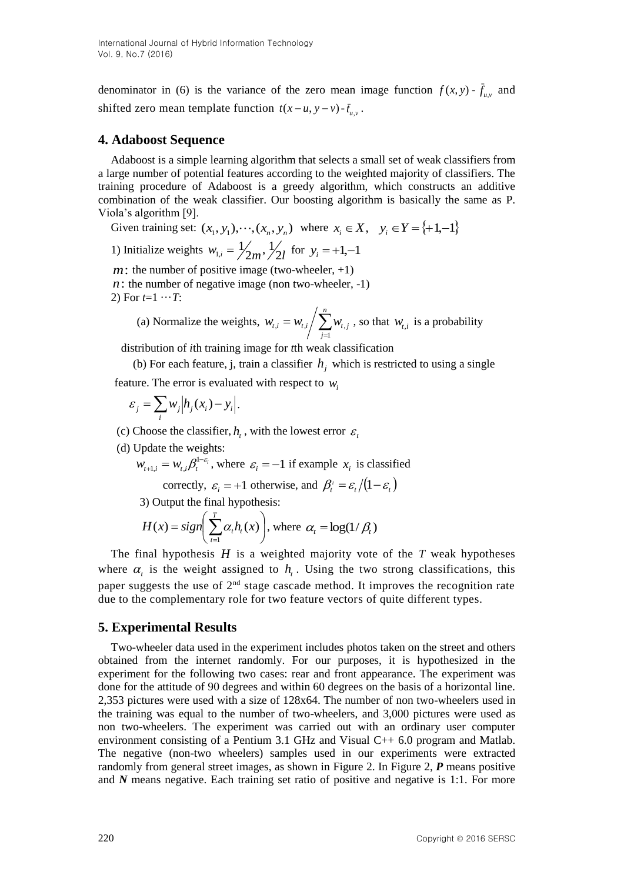denominator in (6) is the variance of the zero mean image function $f(x,y) - \bar{f}_{u,v}$ and shifted zero mean template function $t(x-u, y-v) - \bar{t}_{u,v}$.

## 4. Adaboost Sequence

Adaboost is a simple learning algorithm that selects a small set of weak classifiers from a large number of potential features according to the weighted majority of classifiers. The training procedure of Adaboost is a greedy algorithm, which constructs an additive combination of the weak classifier. Our boosting algorithm is basically the same as P. Viola's algorithm [9].

Given training set: $(x_1, y_1), \cdots, (x_n, y_n)$ where $x_i \in X, \quad y_i \in Y = \{+1, -1\}$

1) Initialize weights $w_{1,i} = \frac{1}{2m}, \frac{1}{2l}$ for $y_i = +1, -1$

$m$: the number of positive image (two-wheeler, +1)

$n$: the number of negative image (non two-wheeler, -1)

2) For $t=1 \cdots T$:

(a) Normalize the weights, $w_{t,i} = w_{t,i} \Big/ \sum_{j=1}^{n} w_{t,j}$, so that $w_{t,i}$ is a probability distribution of $i$th training image for $t$th weak classification

(b) For each feature, j, train a classifier $h_j$ which is restricted to using a single feature. The error is evaluated with respect to $w_i$

$$\varepsilon_j = \sum_i w_j \left| h_j(x_i) - y_i \right|.$$

(c) Choose the classifier, $h_t$, with the lowest error $\varepsilon_t$

(d) Update the weights:

$w_{t+1,i} = w_{t,i} \beta_t^{1-\varepsilon_i}$, where $\varepsilon_i = -1$ if example $x_i$ is classified correctly, $\varepsilon_i = +1$ otherwise, and $\beta_t^i = \varepsilon_t / (1 - \varepsilon_t)$

3) Output the final hypothesis:

$$H(x) = sign\left( \sum_{t=1}^{T} \alpha_t h_t(x) \right), \text{ where } \alpha_t = \log(1/\beta_t)$$

The final hypothesis $H$ is a weighted majority vote of the $T$ weak hypotheses where $\alpha_t$ is the weight assigned to $h_t$. Using the two strong classifications, this paper suggests the use of 2nd stage cascade method. It improves the recognition rate due to the complementary role for two feature vectors of quite different types.

## 5. Experimental Results

Two-wheeler data used in the experiment includes photos taken on the street and others obtained from the internet randomly. For our purposes, it is hypothesized in the experiment for the following two cases: rear and front appearance. The experiment was done for the attitude of 90 degrees and within 60 degrees on the basis of a horizontal line. 2,353 pictures were used with a size of 128x64. The number of non two-wheelers used in the training was equal to the number of two-wheelers, and 3,000 pictures were used as non two-wheelers. The experiment was carried out with an ordinary user computer environment consisting of a Pentium 3.1 GHz and Visual C++ 6.0 program and Matlab. The negative (non-two wheelers) samples used in our experiments were extracted randomly from general street images, as shown in Figure 2. In Figure 2, ***P*** means positive and ***N*** means negative. Each training set ratio of positive and negative is 1:1. For more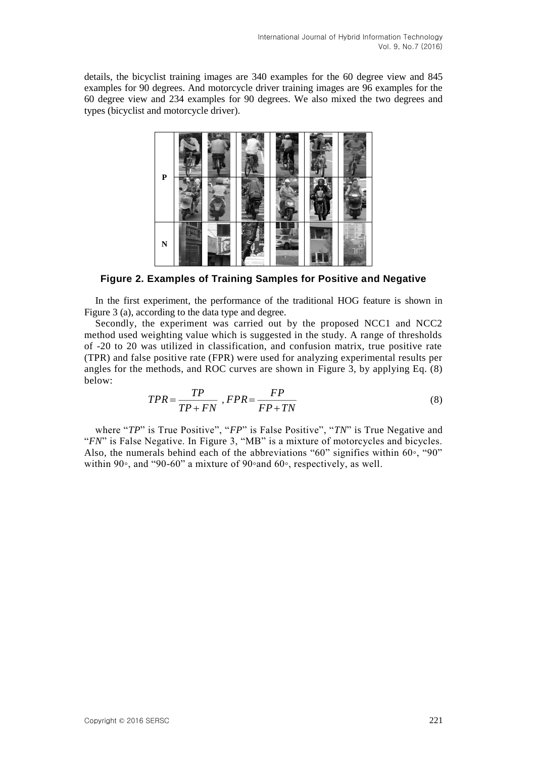details, the bicyclist training images are 340 examples for the 60 degree view and 845 examples for 90 degrees. And motorcycle driver training images are 96 examples for the 60 degree view and 234 examples for 90 degrees. We also mixed the two degrees and types (bicyclist and motorcycle driver).

**Figure 2. Examples of Training Samples for Positive and Negative**

In the first experiment, the performance of the traditional HOG feature is shown in Figure 3 (a), according to the data type and degree.

Secondly, the experiment was carried out by the proposed NCC1 and NCC2 method used weighting value which is suggested in the study. A range of thresholds of -20 to 20 was utilized in classification, and confusion matrix, true positive rate (TPR) and false positive rate (FPR) were used for analyzing experimental results per angles for the methods, and ROC curves are shown in Figure 3, by applying Eq. (8) below:

$$TPR = \frac{TP}{TP + FN} \ , FPR = \frac{FP}{FP + TN} \tag{8}$$

where "*TP*" is True Positive", "*FP*" is False Positive", "*TN*" is True Negative and "*FN*" is False Negative. In Figure 3, "MB" is a mixture of motorcycles and bicycles. Also, the numerals behind each of the abbreviations "60" signifies within 60◦, "90" within 90◦, and "90-60" a mixture of 90◦and 60◦, respectively, as well.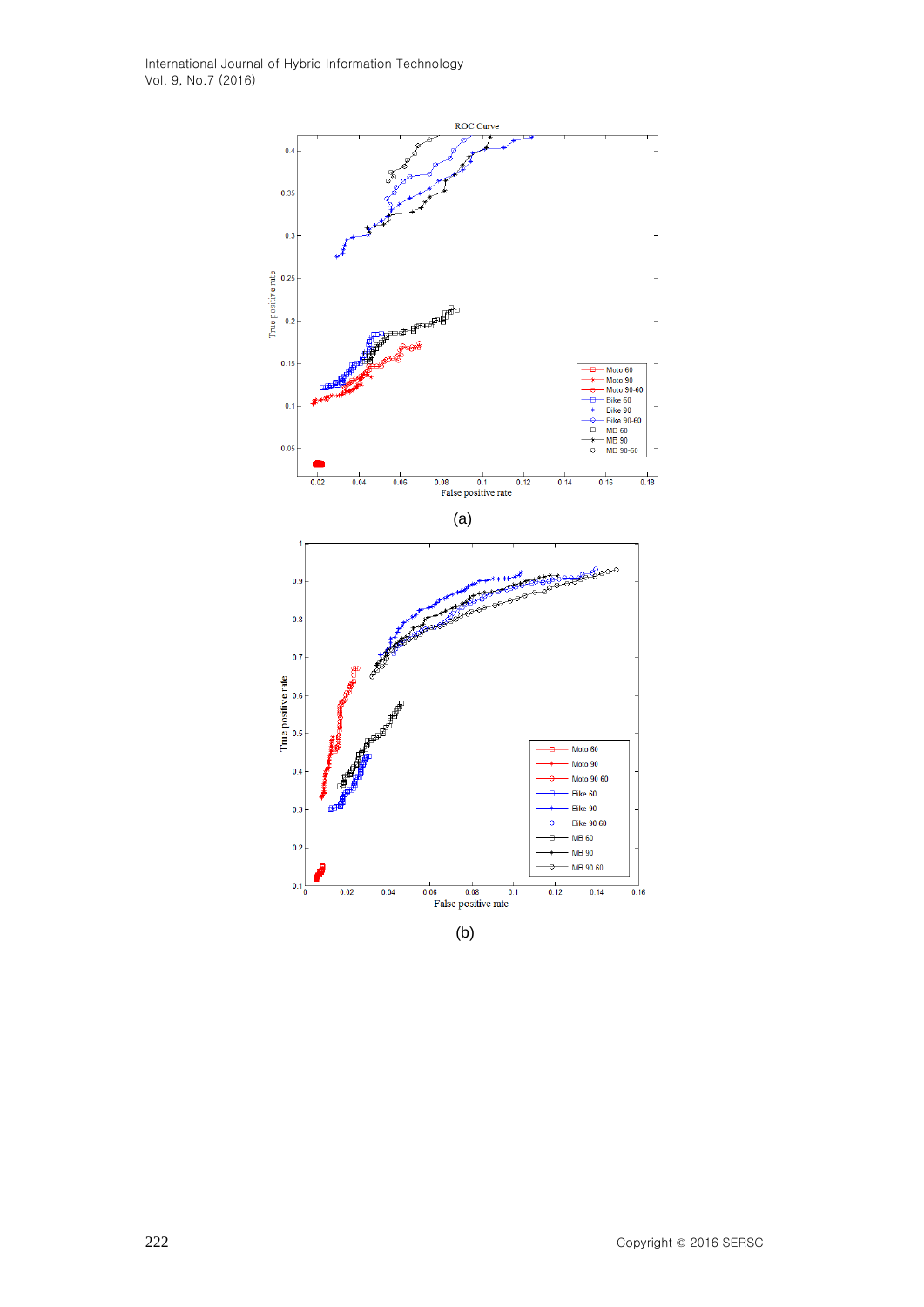(a)

(b)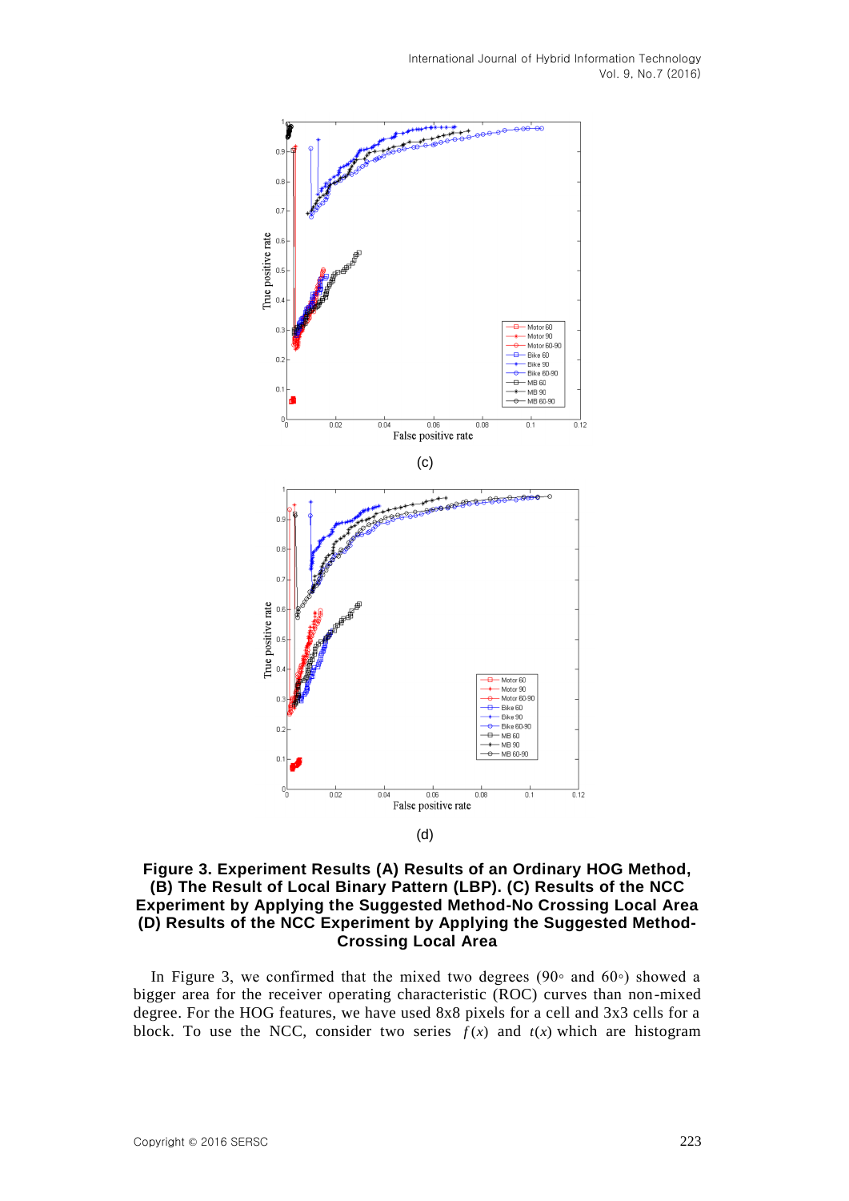(c)

(d)

**Figure 3. Experiment Results (A) Results of an Ordinary HOG Method, (B) The Result of Local Binary Pattern (LBP). (C) Results of the NCC Experiment by Applying the Suggested Method-No Crossing Local Area (D) Results of the NCC Experiment by Applying the Suggested Method-Crossing Local Area**

In Figure 3, we confirmed that the mixed two degrees (90◦ and 60◦) showed a bigger area for the receiver operating characteristic (ROC) curves than non-mixed degree. For the HOG features, we have used 8x8 pixels for a cell and 3x3 cells for a block. To use the NCC, consider two series $f(x)$ and $t(x)$ which are histogram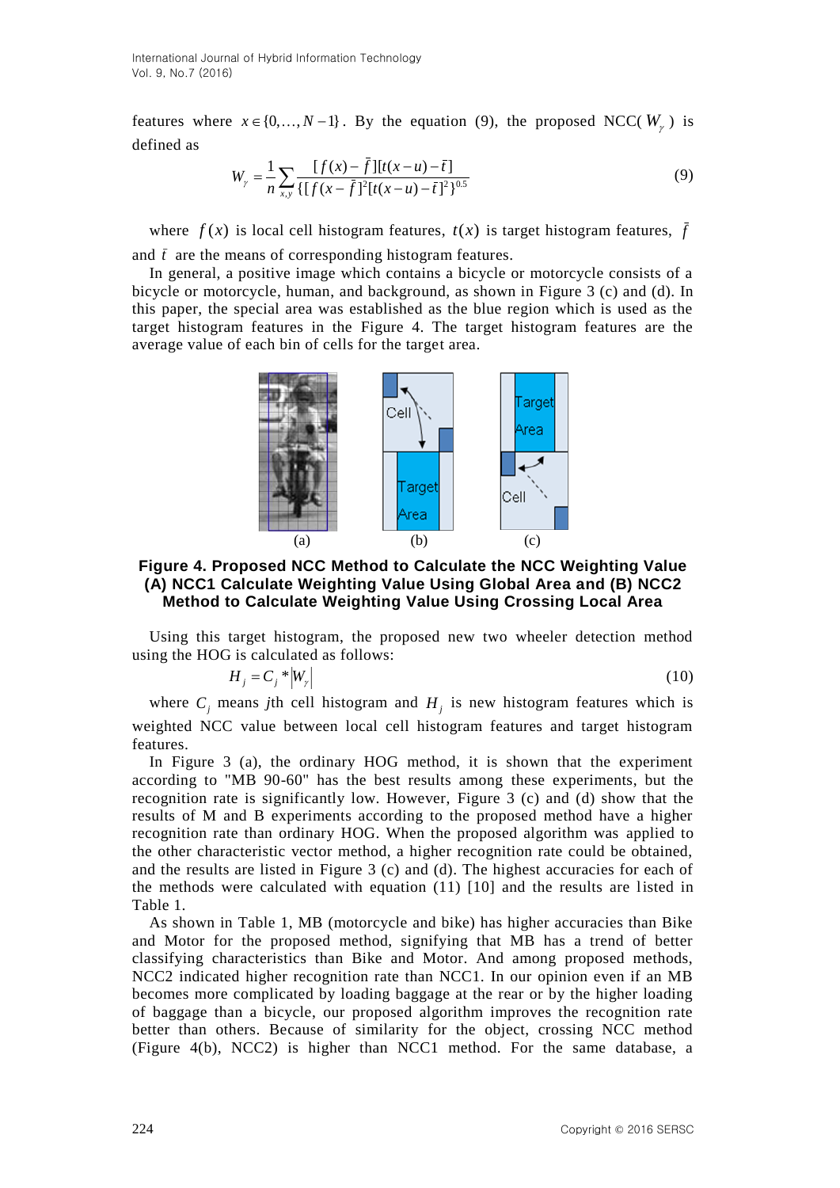features where $x \in \{0,\ldots,N-1\}$. By the equation (9), the proposed NCC( $W_\gamma$ ) is defined as

$$W_\gamma = \frac{1}{n}\sum_{x,y}\frac{[f(x)-\bar{f}][t(x-u)-\bar{t}]}{\{[f(x-\bar{f}]^2[t(x-u)-\bar{t}]^2\}^{0.5}} \tag{9}$$

where $f(x)$ is local cell histogram features, $t(x)$ is target histogram features, $\bar{f}$ and $\bar{t}$ are the means of corresponding histogram features.

In general, a positive image which contains a bicycle or motorcycle consists of a bicycle or motorcycle, human, and background, as shown in Figure 3 (c) and (d). In this paper, the special area was established as the blue region which is used as the target histogram features in the Figure 4. The target histogram features are the average value of each bin of cells for the target area.

**Figure 4. Proposed NCC Method to Calculate the NCC Weighting Value (A) NCC1 Calculate Weighting Value Using Global Area and (B) NCC2 Method to Calculate Weighting Value Using Crossing Local Area**

Using this target histogram, the proposed new two wheeler detection method using the HOG is calculated as follows:

$$H_j = C_j * |W_\gamma| \tag{10}$$

where $C_j$ means $j$th cell histogram and $H_j$ is new histogram features which is weighted NCC value between local cell histogram features and target histogram features.

In Figure 3 (a), the ordinary HOG method, it is shown that the experiment according to "MB 90-60" has the best results among these experiments, but the recognition rate is significantly low. However, Figure 3 (c) and (d) show that the results of M and B experiments according to the proposed method have a higher recognition rate than ordinary HOG. When the proposed algorithm was applied to the other characteristic vector method, a higher recognition rate could be obtained, and the results are listed in Figure 3 (c) and (d). The highest accuracies for each of the methods were calculated with equation (11) [10] and the results are listed in Table 1.

As shown in Table 1, MB (motorcycle and bike) has higher accuracies than Bike and Motor for the proposed method, signifying that MB has a trend of better classifying characteristics than Bike and Motor. And among proposed methods, NCC2 indicated higher recognition rate than NCC1. In our opinion even if an MB becomes more complicated by loading baggage at the rear or by the higher loading of baggage than a bicycle, our proposed algorithm improves the recognition rate better than others. Because of similarity for the object, crossing NCC method (Figure 4(b), NCC2) is higher than NCC1 method. For the same database, a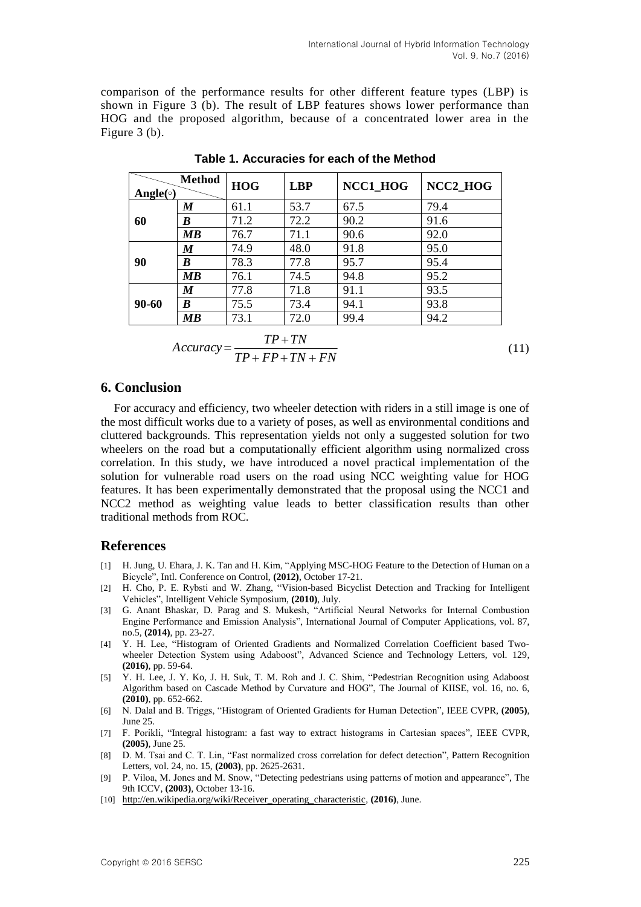comparison of the performance results for other different feature types (LBP) is shown in Figure 3 (b). The result of LBP features shows lower performance than HOG and the proposed algorithm, because of a concentrated lower area in the Figure 3 (b).

**Table 1. Accuracies for each of the Method**

| Angle(◦) \ Method | | HOG | LBP | NCC1_HOG | NCC2_HOG |
|---|---|---|---|---|---|
| **60** | ***M*** | 61.1 | 53.7 | 67.5 | 79.4 |
| | ***B*** | 71.2 | 72.2 | 90.2 | 91.6 |
| | ***MB*** | 76.7 | 71.1 | 90.6 | 92.0 |
| **90** | ***M*** | 74.9 | 48.0 | 91.8 | 95.0 |
| | ***B*** | 78.3 | 77.8 | 95.7 | 95.4 |
| | ***MB*** | 76.1 | 74.5 | 94.8 | 95.2 |
| **90-60** | ***M*** | 77.8 | 71.8 | 91.1 | 93.5 |
| | ***B*** | 75.5 | 73.4 | 94.1 | 93.8 |
| | ***MB*** | 73.1 | 72.0 | 99.4 | 94.2 |

$$Accuracy = \frac{TP + TN}{TP + FP + TN + FN} \tag{11}$$

## 6. Conclusion

For accuracy and efficiency, two wheeler detection with riders in a still image is one of the most difficult works due to a variety of poses, as well as environmental conditions and cluttered backgrounds. This representation yields not only a suggested solution for two wheelers on the road but a computationally efficient algorithm using normalized cross correlation. In this study, we have introduced a novel practical implementation of the solution for vulnerable road users on the road using NCC weighting value for HOG features. It has been experimentally demonstrated that the proposal using the NCC1 and NCC2 method as weighting value leads to better classification results than other traditional methods from ROC.

## References

[1] H. Jung, U. Ehara, J. K. Tan and H. Kim, "Applying MSC-HOG Feature to the Detection of Human on a Bicycle", Intl. Conference on Control, **(2012)**, October 17-21.

[2] H. Cho, P. E. Rybsti and W. Zhang, "Vision-based Bicyclist Detection and Tracking for Intelligent Vehicles", Intelligent Vehicle Symposium, **(2010)**, July.

[3] G. Anant Bhaskar, D. Parag and S. Mukesh, "Artificial Neural Networks for Internal Combustion Engine Performance and Emission Analysis", International Journal of Computer Applications, vol. 87, no.5, **(2014)**, pp. 23-27.

[4] Y. H. Lee, "Histogram of Oriented Gradients and Normalized Correlation Coefficient based Two-wheeler Detection System using Adaboost", Advanced Science and Technology Letters, vol. 129, **(2016)**, pp. 59-64.

[5] Y. H. Lee, J. Y. Ko, J. H. Suk, T. M. Roh and J. C. Shim, "Pedestrian Recognition using Adaboost Algorithm based on Cascade Method by Curvature and HOG", The Journal of KIISE, vol. 16, no. 6, **(2010)**, pp. 652-662.

[6] N. Dalal and B. Triggs, "Histogram of Oriented Gradients for Human Detection", IEEE CVPR, **(2005)**, June 25.

[7] F. Porikli, "Integral histogram: a fast way to extract histograms in Cartesian spaces", IEEE CVPR, **(2005)**, June 25.

[8] D. M. Tsai and C. T. Lin, "Fast normalized cross correlation for defect detection", Pattern Recognition Letters, vol. 24, no. 15, **(2003)**, pp. 2625-2631.

[9] P. Viloa, M. Jones and M. Snow, "Detecting pedestrians using patterns of motion and appearance", The 9th ICCV, **(2003)**, October 13-16.

[10] http://en.wikipedia.org/wiki/Receiver_operating_characteristic, **(2016)**, June.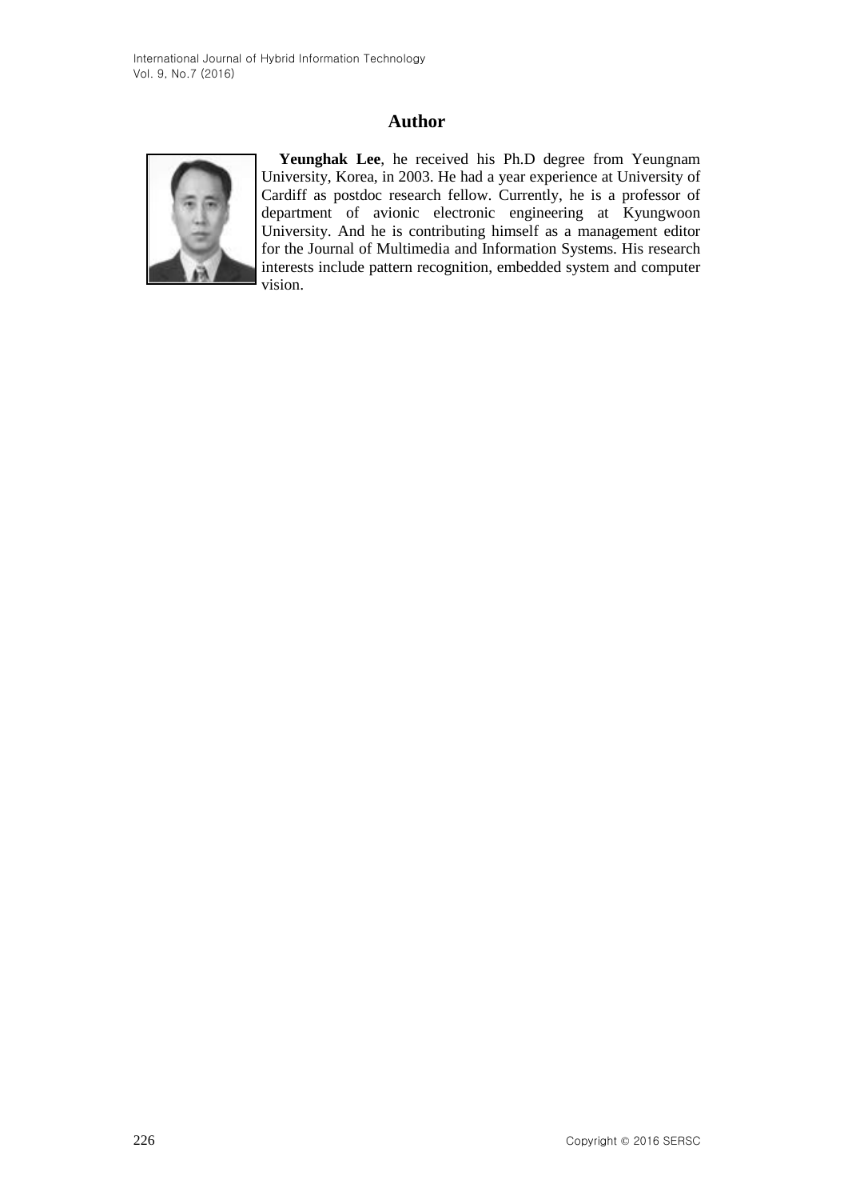## Author

**Yeunghak Lee**, he received his Ph.D degree from Yeungnam University, Korea, in 2003. He had a year experience at University of Cardiff as postdoc research fellow. Currently, he is a professor of department of avionic electronic engineering at Kyungwoon University. And he is contributing himself as a management editor for the Journal of Multimedia and Information Systems. His research interests include pattern recognition, embedded system and computer vision.